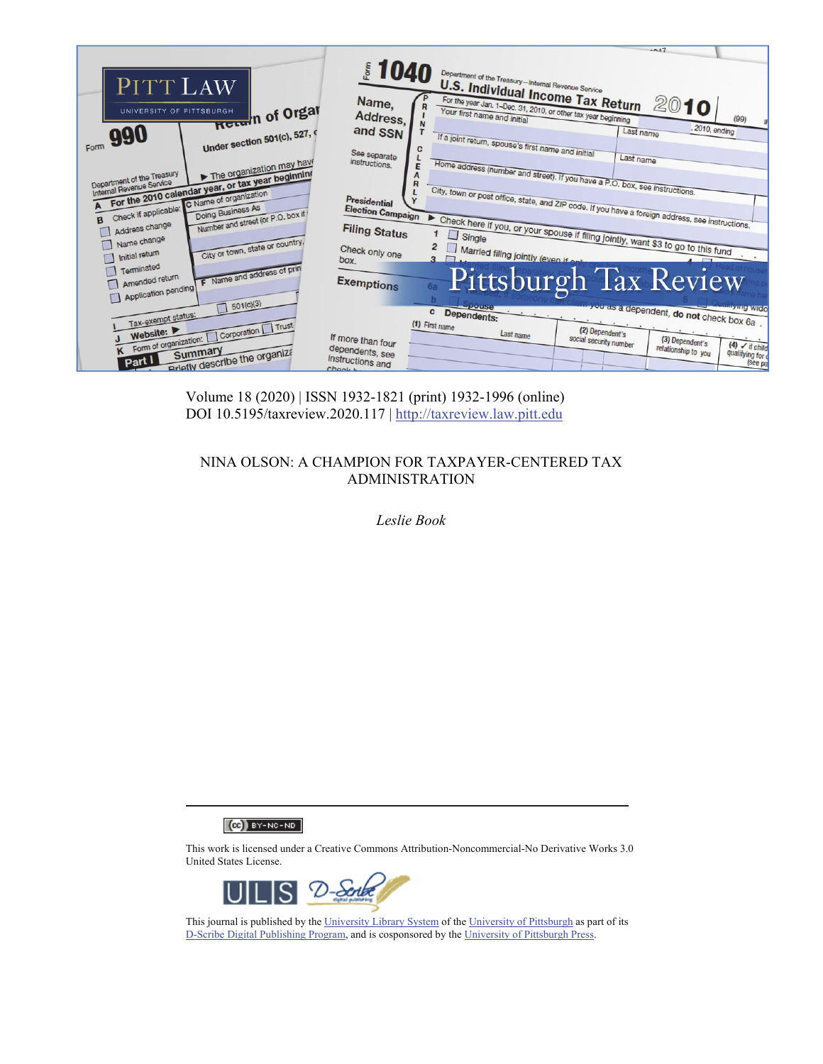Volume 18 (2020) | ISSN 1932-1821 (print) 1932-1996 (online)
DOI 10.5195/taxreview.2020.117 | http://taxreview.law.pitt.edu

# NINA OLSON: A CHAMPION FOR TAXPAYER-CENTERED TAX ADMINISTRATION

*Leslie Book*

This work is licensed under a Creative Commons Attribution-Noncommercial-No Derivative Works 3.0 United States License.

This journal is published by the University Library System of the University of Pittsburgh as part of its D-Scribe Digital Publishing Program, and is cosponsored by the University of Pittsburgh Press.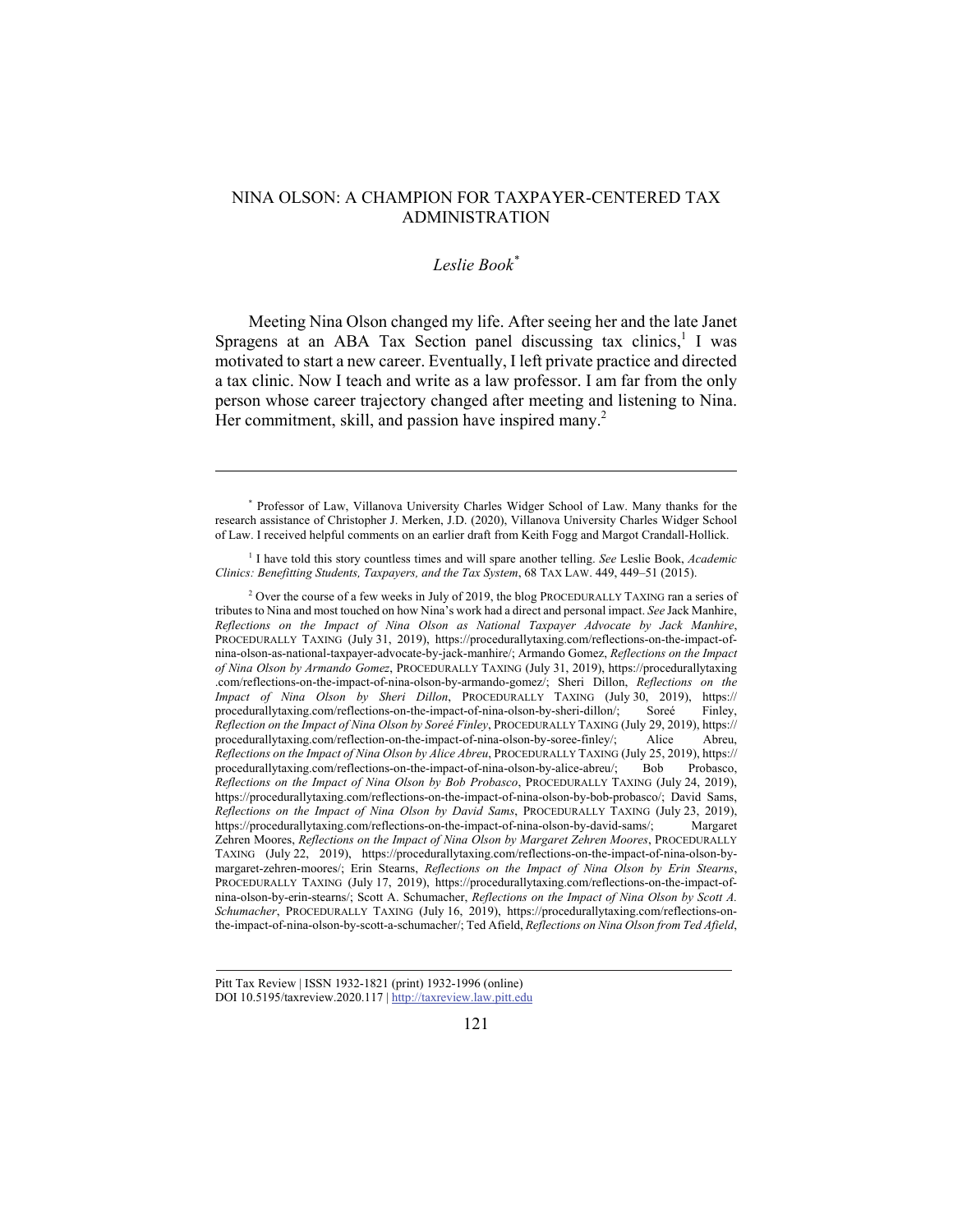# NINA OLSON: A CHAMPION FOR TAXPAYER-CENTERED TAX ADMINISTRATION

*Leslie Book*[*]

Meeting Nina Olson changed my life. After seeing her and the late Janet Spragens at an ABA Tax Section panel discussing tax clinics,[1] I was motivated to start a new career. Eventually, I left private practice and directed a tax clinic. Now I teach and write as a law professor. I am far from the only person whose career trajectory changed after meeting and listening to Nina. Her commitment, skill, and passion have inspired many.[2]

---

[*] Professor of Law, Villanova University Charles Widger School of Law. Many thanks for the research assistance of Christopher J. Merken, J.D. (2020), Villanova University Charles Widger School of Law. I received helpful comments on an earlier draft from Keith Fogg and Margot Crandall-Hollick.

[1] I have told this story countless times and will spare another telling. *See* Leslie Book, *Academic Clinics: Benefitting Students, Taxpayers, and the Tax System*, 68 TAX LAW. 449, 449–51 (2015).

[2] Over the course of a few weeks in July of 2019, the blog PROCEDURALLY TAXING ran a series of tributes to Nina and most touched on how Nina's work had a direct and personal impact. *See* Jack Manhire, *Reflections on the Impact of Nina Olson as National Taxpayer Advocate by Jack Manhire*, PROCEDURALLY TAXING (July 31, 2019), https://procedurallytaxing.com/reflections-on-the-impact-of-nina-olson-as-national-taxpayer-advocate-by-jack-manhire/; Armando Gomez, *Reflections on the Impact of Nina Olson by Armando Gomez*, PROCEDURALLY TAXING (July 31, 2019), https://procedurallytaxing.com/reflections-on-the-impact-of-nina-olson-by-armando-gomez/; Sheri Dillon, *Reflections on the Impact of Nina Olson by Sheri Dillon*, PROCEDURALLY TAXING (July 30, 2019), https://procedurallytaxing.com/reflections-on-the-impact-of-nina-olson-by-sheri-dillon/; Soreé Finley, *Reflection on the Impact of Nina Olson by Soreé Finley*, PROCEDURALLY TAXING (July 29, 2019), https://procedurallytaxing.com/reflection-on-the-impact-of-nina-olson-by-soree-finley/; Alice Abreu, *Reflections on the Impact of Nina Olson by Alice Abreu*, PROCEDURALLY TAXING (July 25, 2019), https://procedurallytaxing.com/reflections-on-the-impact-of-nina-olson-by-alice-abreu/; Bob Probasco, *Reflections on the Impact of Nina Olson by Bob Probasco*, PROCEDURALLY TAXING (July 24, 2019), https://procedurallytaxing.com/reflections-on-the-impact-of-nina-olson-by-bob-probasco/; David Sams, *Reflections on the Impact of Nina Olson by David Sams*, PROCEDURALLY TAXING (July 23, 2019), https://procedurallytaxing.com/reflections-on-the-impact-of-nina-olson-by-david-sams/; Margaret Zehren Moores, *Reflections on the Impact of Nina Olson by Margaret Zehren Moores*, PROCEDURALLY TAXING (July 22, 2019), https://procedurallytaxing.com/reflections-on-the-impact-of-nina-olson-by-margaret-zehren-moores/; Erin Stearns, *Reflections on the Impact of Nina Olson by Erin Stearns*, PROCEDURALLY TAXING (July 17, 2019), https://procedurallytaxing.com/reflections-on-the-impact-of-nina-olson-by-erin-stearns/; Scott A. Schumacher, *Reflections on the Impact of Nina Olson by Scott A. Schumacher*, PROCEDURALLY TAXING (July 16, 2019), https://procedurallytaxing.com/reflections-on-the-impact-of-nina-olson-by-scott-a-schumacher/; Ted Afield, *Reflections on Nina Olson from Ted Afield*,

Pitt Tax Review | ISSN 1932-1821 (print) 1932-1996 (online)
DOI 10.5195/taxreview.2020.117 | http://taxreview.law.pitt.edu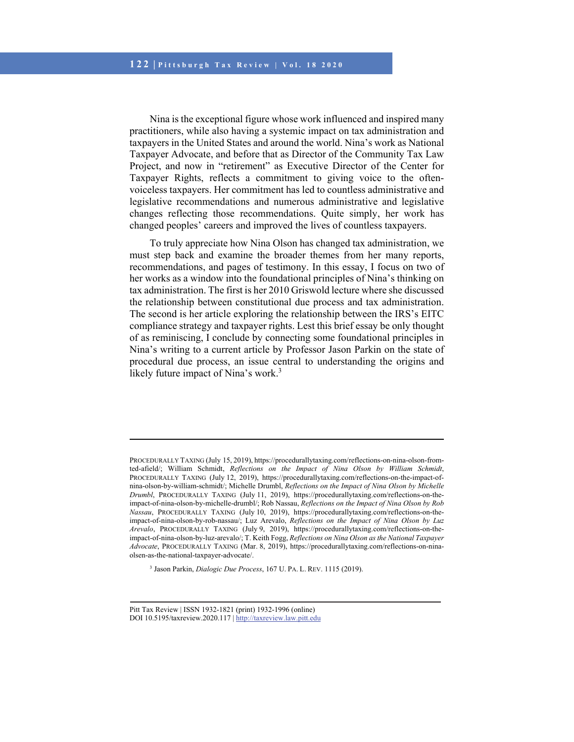Nina is the exceptional figure whose work influenced and inspired many practitioners, while also having a systemic impact on tax administration and taxpayers in the United States and around the world. Nina's work as National Taxpayer Advocate, and before that as Director of the Community Tax Law Project, and now in "retirement" as Executive Director of the Center for Taxpayer Rights, reflects a commitment to giving voice to the often-voiceless taxpayers. Her commitment has led to countless administrative and legislative recommendations and numerous administrative and legislative changes reflecting those recommendations. Quite simply, her work has changed peoples' careers and improved the lives of countless taxpayers.

To truly appreciate how Nina Olson has changed tax administration, we must step back and examine the broader themes from her many reports, recommendations, and pages of testimony. In this essay, I focus on two of her works as a window into the foundational principles of Nina's thinking on tax administration. The first is her 2010 Griswold lecture where she discussed the relationship between constitutional due process and tax administration. The second is her article exploring the relationship between the IRS's EITC compliance strategy and taxpayer rights. Lest this brief essay be only thought of as reminiscing, I conclude by connecting some foundational principles in Nina's writing to a current article by Professor Jason Parkin on the state of procedural due process, an issue central to understanding the origins and likely future impact of Nina's work.[3]

---

PROCEDURALLY TAXING (July 15, 2019), https://procedurallytaxing.com/reflections-on-nina-olson-from-ted-afield/; William Schmidt, *Reflections on the Impact of Nina Olson by William Schmidt*, PROCEDURALLY TAXING (July 12, 2019), https://procedurallytaxing.com/reflections-on-the-impact-of-nina-olson-by-william-schmidt/; Michelle Drumbl, *Reflections on the Impact of Nina Olson by Michelle Drumbl*, PROCEDURALLY TAXING (July 11, 2019), https://procedurallytaxing.com/reflections-on-the-impact-of-nina-olson-by-michelle-drumbl/; Rob Nassau, *Reflections on the Impact of Nina Olson by Rob Nassau*, PROCEDURALLY TAXING (July 10, 2019), https://procedurallytaxing.com/reflections-on-the-impact-of-nina-olson-by-rob-nassau/; Luz Arevalo, *Reflections on the Impact of Nina Olson by Luz Arevalo*, PROCEDURALLY TAXING (July 9, 2019), https://procedurallytaxing.com/reflections-on-the-impact-of-nina-olson-by-luz-arevalo/; T. Keith Fogg, *Reflections on Nina Olson as the National Taxpayer Advocate*, PROCEDURALLY TAXING (Mar. 8, 2019), https://procedurallytaxing.com/reflections-on-nina-olsen-as-the-national-taxpayer-advocate/.

[3] Jason Parkin, *Dialogic Due Process*, 167 U. PA. L. REV. 1115 (2019).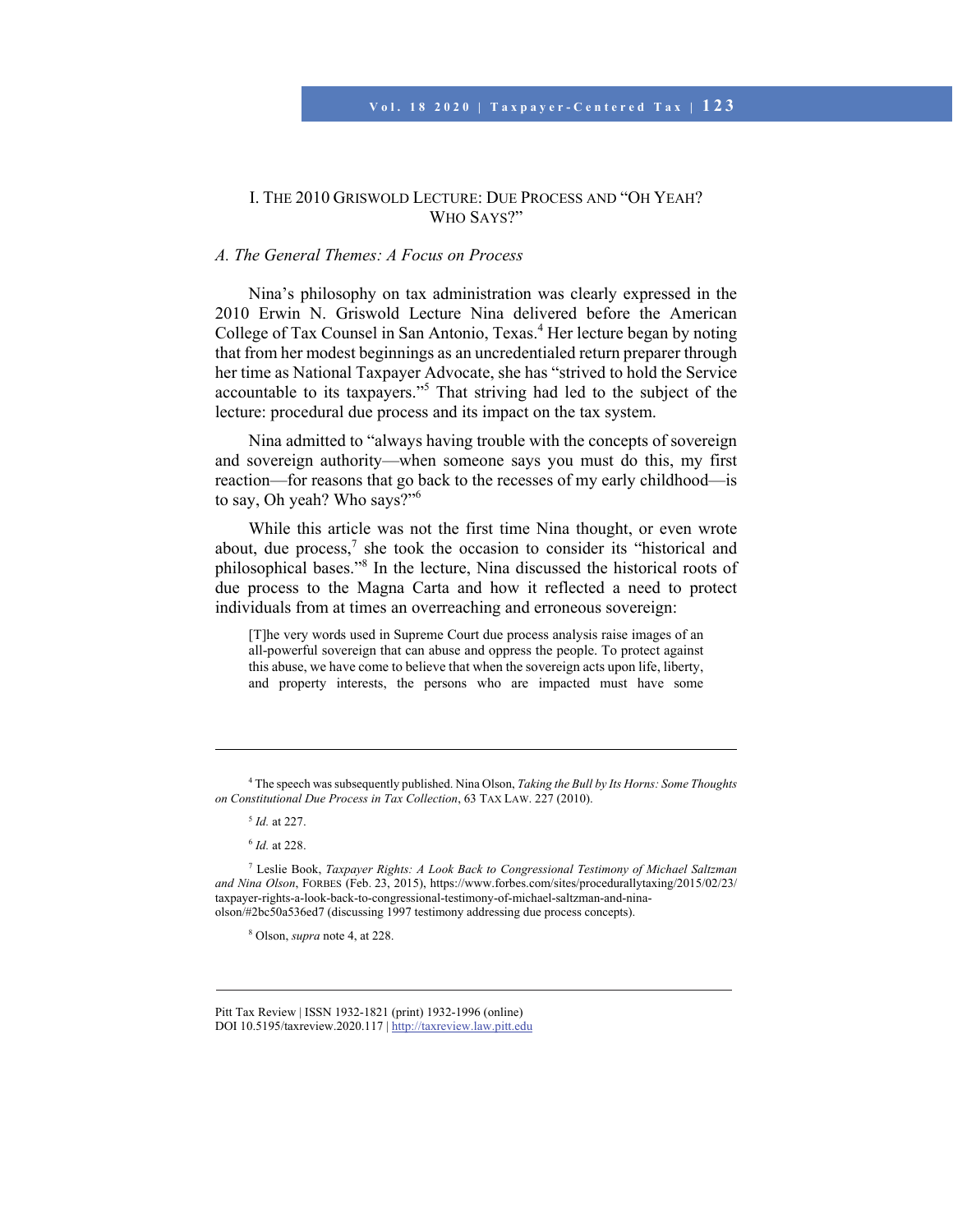## I. THE 2010 GRISWOLD LECTURE: DUE PROCESS AND "OH YEAH? WHO SAYS?"

### *A. The General Themes: A Focus on Process*

Nina's philosophy on tax administration was clearly expressed in the 2010 Erwin N. Griswold Lecture Nina delivered before the American College of Tax Counsel in San Antonio, Texas.[4] Her lecture began by noting that from her modest beginnings as an uncredentialed return preparer through her time as National Taxpayer Advocate, she has "strived to hold the Service accountable to its taxpayers."[5] That striving had led to the subject of the lecture: procedural due process and its impact on the tax system.

Nina admitted to "always having trouble with the concepts of sovereign and sovereign authority—when someone says you must do this, my first reaction—for reasons that go back to the recesses of my early childhood—is to say, Oh yeah? Who says?"[6]

While this article was not the first time Nina thought, or even wrote about, due process,[7] she took the occasion to consider its "historical and philosophical bases."[8] In the lecture, Nina discussed the historical roots of due process to the Magna Carta and how it reflected a need to protect individuals from at times an overreaching and erroneous sovereign:

> [T]he very words used in Supreme Court due process analysis raise images of an all-powerful sovereign that can abuse and oppress the people. To protect against this abuse, we have come to believe that when the sovereign acts upon life, liberty, and property interests, the persons who are impacted must have some

---

[4] The speech was subsequently published. Nina Olson, *Taking the Bull by Its Horns: Some Thoughts on Constitutional Due Process in Tax Collection*, 63 TAX LAW. 227 (2010).

[5] *Id.* at 227.

[6] *Id.* at 228.

[7] Leslie Book, *Taxpayer Rights: A Look Back to Congressional Testimony of Michael Saltzman and Nina Olson*, FORBES (Feb. 23, 2015), https://www.forbes.com/sites/procedurallytaxing/2015/02/23/taxpayer-rights-a-look-back-to-congressional-testimony-of-michael-saltzman-and-nina-olson/#2bc50a536ed7 (discussing 1997 testimony addressing due process concepts).

[8] Olson, *supra* note 4, at 228.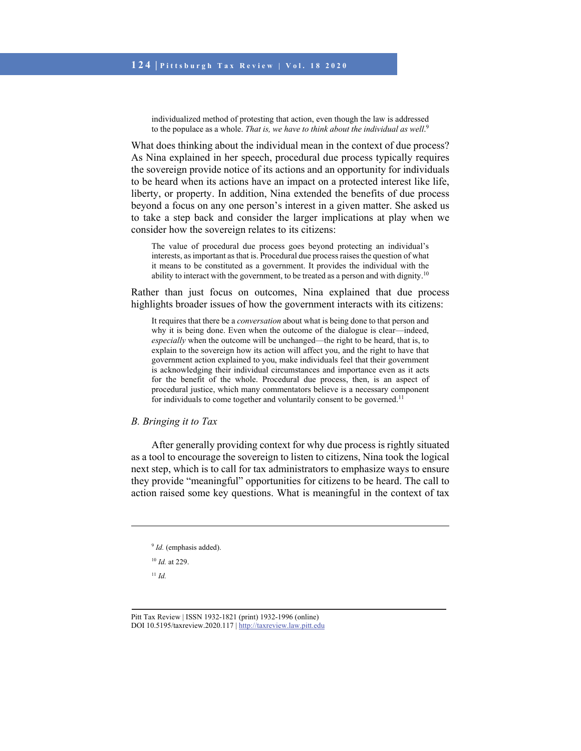> individualized method of protesting that action, even though the law is addressed to the populace as a whole. *That is, we have to think about the individual as well*.[9]

What does thinking about the individual mean in the context of due process? As Nina explained in her speech, procedural due process typically requires the sovereign provide notice of its actions and an opportunity for individuals to be heard when its actions have an impact on a protected interest like life, liberty, or property. In addition, Nina extended the benefits of due process beyond a focus on any one person's interest in a given matter. She asked us to take a step back and consider the larger implications at play when we consider how the sovereign relates to its citizens:

> The value of procedural due process goes beyond protecting an individual's interests, as important as that is. Procedural due process raises the question of what it means to be constituted as a government. It provides the individual with the ability to interact with the government, to be treated as a person and with dignity.[10]

Rather than just focus on outcomes, Nina explained that due process highlights broader issues of how the government interacts with its citizens:

> It requires that there be a *conversation* about what is being done to that person and why it is being done. Even when the outcome of the dialogue is clear—indeed, *especially* when the outcome will be unchanged—the right to be heard, that is, to explain to the sovereign how its action will affect you, and the right to have that government action explained to you, make individuals feel that their government is acknowledging their individual circumstances and importance even as it acts for the benefit of the whole. Procedural due process, then, is an aspect of procedural justice, which many commentators believe is a necessary component for individuals to come together and voluntarily consent to be governed.[11]

### *B. Bringing it to Tax*

After generally providing context for why due process is rightly situated as a tool to encourage the sovereign to listen to citizens, Nina took the logical next step, which is to call for tax administrators to emphasize ways to ensure they provide "meaningful" opportunities for citizens to be heard. The call to action raised some key questions. What is meaningful in the context of tax

---

[9] *Id.* (emphasis added).

[10] *Id.* at 229.

[11] *Id.*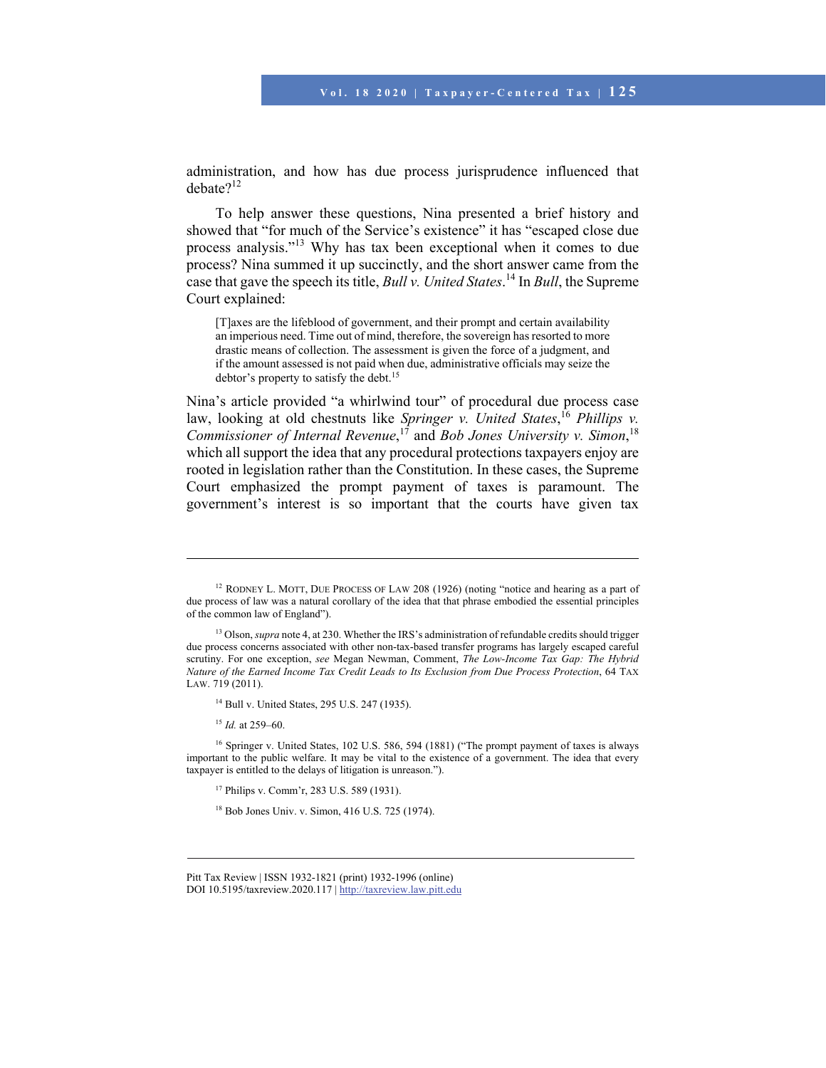administration, and how has due process jurisprudence influenced that debate?[12]

To help answer these questions, Nina presented a brief history and showed that "for much of the Service's existence" it has "escaped close due process analysis."[13] Why has tax been exceptional when it comes to due process? Nina summed it up succinctly, and the short answer came from the case that gave the speech its title, *Bull v. United States*.[14] In *Bull*, the Supreme Court explained:

> [T]axes are the lifeblood of government, and their prompt and certain availability an imperious need. Time out of mind, therefore, the sovereign has resorted to more drastic means of collection. The assessment is given the force of a judgment, and if the amount assessed is not paid when due, administrative officials may seize the debtor's property to satisfy the debt.[15]

Nina's article provided "a whirlwind tour" of procedural due process case law, looking at old chestnuts like *Springer v. United States*,[16] *Phillips v. Commissioner of Internal Revenue*,[17] and *Bob Jones University v. Simon*,[18] which all support the idea that any procedural protections taxpayers enjoy are rooted in legislation rather than the Constitution. In these cases, the Supreme Court emphasized the prompt payment of taxes is paramount. The government's interest is so important that the courts have given tax

---

[12] RODNEY L. MOTT, DUE PROCESS OF LAW 208 (1926) (noting "notice and hearing as a part of due process of law was a natural corollary of the idea that that phrase embodied the essential principles of the common law of England").

[13] Olson, *supra* note 4, at 230. Whether the IRS's administration of refundable credits should trigger due process concerns associated with other non-tax-based transfer programs has largely escaped careful scrutiny. For one exception, *see* Megan Newman, Comment, *The Low-Income Tax Gap: The Hybrid Nature of the Earned Income Tax Credit Leads to Its Exclusion from Due Process Protection*, 64 TAX LAW. 719 (2011).

[14] Bull v. United States, 295 U.S. 247 (1935).

[15] *Id.* at 259–60.

[16] Springer v. United States, 102 U.S. 586, 594 (1881) ("The prompt payment of taxes is always important to the public welfare. It may be vital to the existence of a government. The idea that every taxpayer is entitled to the delays of litigation is unreason.").

[17] Philips v. Comm'r, 283 U.S. 589 (1931).

[18] Bob Jones Univ. v. Simon, 416 U.S. 725 (1974).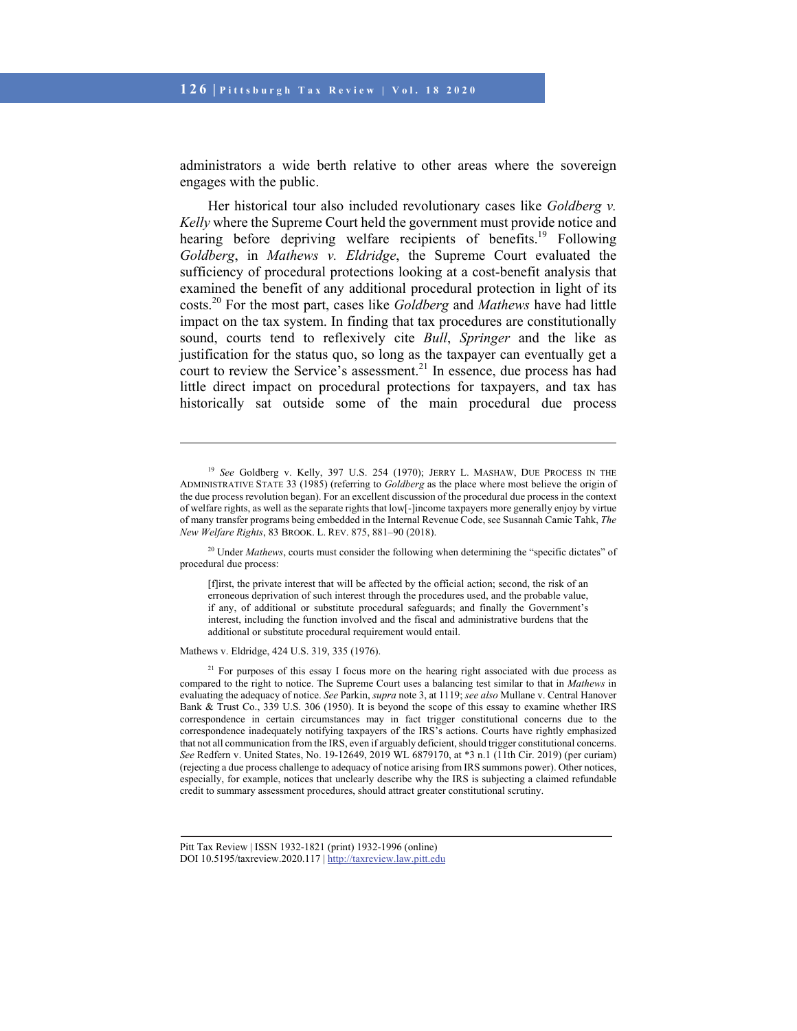administrators a wide berth relative to other areas where the sovereign engages with the public.

Her historical tour also included revolutionary cases like *Goldberg v. Kelly* where the Supreme Court held the government must provide notice and hearing before depriving welfare recipients of benefits.[19] Following *Goldberg*, in *Mathews v. Eldridge*, the Supreme Court evaluated the sufficiency of procedural protections looking at a cost-benefit analysis that examined the benefit of any additional procedural protection in light of its costs.[20] For the most part, cases like *Goldberg* and *Mathews* have had little impact on the tax system. In finding that tax procedures are constitutionally sound, courts tend to reflexively cite *Bull*, *Springer* and the like as justification for the status quo, so long as the taxpayer can eventually get a court to review the Service's assessment.[21] In essence, due process has had little direct impact on procedural protections for taxpayers, and tax has historically sat outside some of the main procedural due process

---

[19] *See* Goldberg v. Kelly, 397 U.S. 254 (1970); JERRY L. MASHAW, DUE PROCESS IN THE ADMINISTRATIVE STATE 33 (1985) (referring to *Goldberg* as the place where most believe the origin of the due process revolution began). For an excellent discussion of the procedural due process in the context of welfare rights, as well as the separate rights that low[-]income taxpayers more generally enjoy by virtue of many transfer programs being embedded in the Internal Revenue Code, see Susannah Camic Tahk, *The New Welfare Rights*, 83 BROOK. L. REV. 875, 881–90 (2018).

[20] Under *Mathews*, courts must consider the following when determining the "specific dictates" of procedural due process:

> [f]irst, the private interest that will be affected by the official action; second, the risk of an erroneous deprivation of such interest through the procedures used, and the probable value, if any, of additional or substitute procedural safeguards; and finally the Government's interest, including the function involved and the fiscal and administrative burdens that the additional or substitute procedural requirement would entail.

Mathews v. Eldridge, 424 U.S. 319, 335 (1976).

[21] For purposes of this essay I focus more on the hearing right associated with due process as compared to the right to notice. The Supreme Court uses a balancing test similar to that in *Mathews* in evaluating the adequacy of notice. *See* Parkin, *supra* note 3, at 1119; *see also* Mullane v. Central Hanover Bank & Trust Co., 339 U.S. 306 (1950). It is beyond the scope of this essay to examine whether IRS correspondence in certain circumstances may in fact trigger constitutional concerns due to the correspondence inadequately notifying taxpayers of the IRS's actions. Courts have rightly emphasized that not all communication from the IRS, even if arguably deficient, should trigger constitutional concerns. *See* Redfern v. United States, No. 19-12649, 2019 WL 6879170, at *3 n.1 (11th Cir. 2019) (per curiam) (rejecting a due process challenge to adequacy of notice arising from IRS summons power). Other notices, especially, for example, notices that unclearly describe why the IRS is subjecting a claimed refundable credit to summary assessment procedures, should attract greater constitutional scrutiny.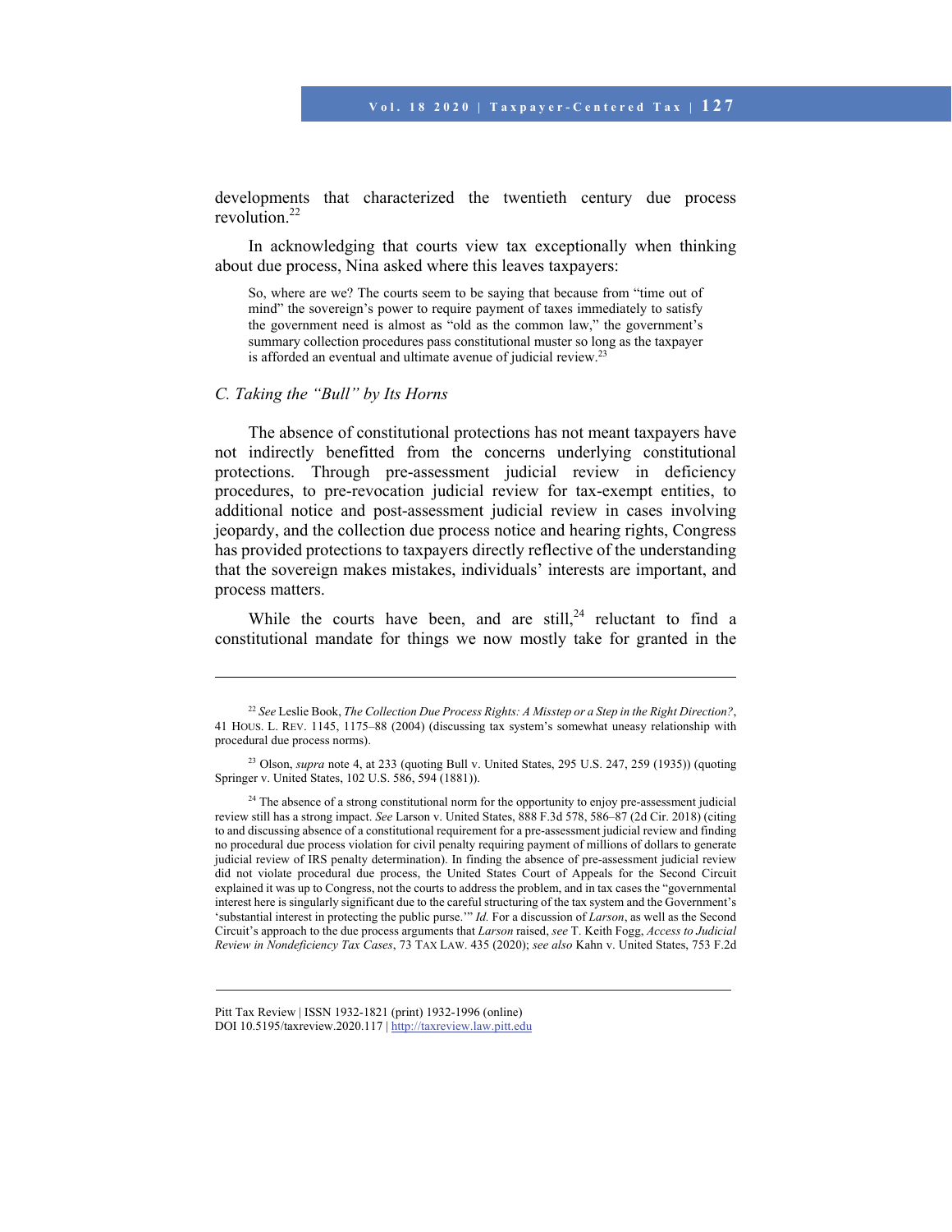developments that characterized the twentieth century due process revolution.[22]

In acknowledging that courts view tax exceptionally when thinking about due process, Nina asked where this leaves taxpayers:

> So, where are we? The courts seem to be saying that because from "time out of mind" the sovereign's power to require payment of taxes immediately to satisfy the government need is almost as "old as the common law," the government's summary collection procedures pass constitutional muster so long as the taxpayer is afforded an eventual and ultimate avenue of judicial review.[23]

### *C. Taking the "Bull" by Its Horns*

The absence of constitutional protections has not meant taxpayers have not indirectly benefitted from the concerns underlying constitutional protections. Through pre-assessment judicial review in deficiency procedures, to pre-revocation judicial review for tax-exempt entities, to additional notice and post-assessment judicial review in cases involving jeopardy, and the collection due process notice and hearing rights, Congress has provided protections to taxpayers directly reflective of the understanding that the sovereign makes mistakes, individuals' interests are important, and process matters.

While the courts have been, and are still,[24] reluctant to find a constitutional mandate for things we now mostly take for granted in the

---

[22] *See* Leslie Book, *The Collection Due Process Rights: A Misstep or a Step in the Right Direction?*, 41 HOUS. L. REV. 1145, 1175–88 (2004) (discussing tax system's somewhat uneasy relationship with procedural due process norms).

[23] Olson, *supra* note 4, at 233 (quoting Bull v. United States, 295 U.S. 247, 259 (1935)) (quoting Springer v. United States, 102 U.S. 586, 594 (1881)).

[24] The absence of a strong constitutional norm for the opportunity to enjoy pre-assessment judicial review still has a strong impact. *See* Larson v. United States, 888 F.3d 578, 586–87 (2d Cir. 2018) (citing to and discussing absence of a constitutional requirement for a pre-assessment judicial review and finding no procedural due process violation for civil penalty requiring payment of millions of dollars to generate judicial review of IRS penalty determination). In finding the absence of pre-assessment judicial review did not violate procedural due process, the United States Court of Appeals for the Second Circuit explained it was up to Congress, not the courts to address the problem, and in tax cases the "governmental interest here is singularly significant due to the careful structuring of the tax system and the Government's 'substantial interest in protecting the public purse.'" *Id.* For a discussion of *Larson*, as well as the Second Circuit's approach to the due process arguments that *Larson* raised, *see* T. Keith Fogg, *Access to Judicial Review in Nondeficiency Tax Cases*, 73 TAX LAW. 435 (2020); *see also* Kahn v. United States, 753 F.2d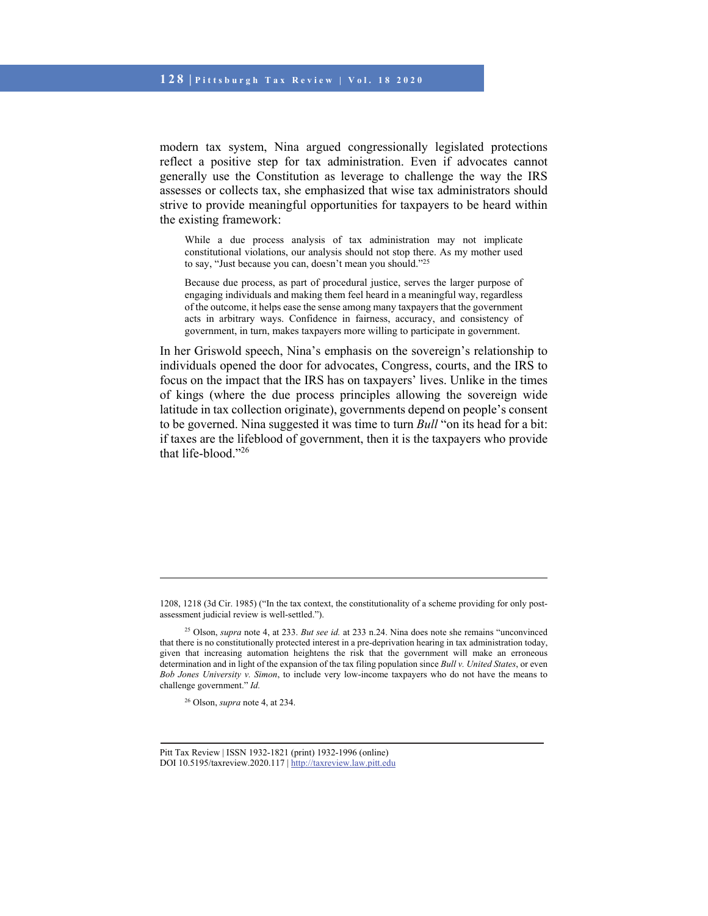modern tax system, Nina argued congressionally legislated protections reflect a positive step for tax administration. Even if advocates cannot generally use the Constitution as leverage to challenge the way the IRS assesses or collects tax, she emphasized that wise tax administrators should strive to provide meaningful opportunities for taxpayers to be heard within the existing framework:

> While a due process analysis of tax administration may not implicate constitutional violations, our analysis should not stop there. As my mother used to say, "Just because you can, doesn't mean you should."[25]
>
> Because due process, as part of procedural justice, serves the larger purpose of engaging individuals and making them feel heard in a meaningful way, regardless of the outcome, it helps ease the sense among many taxpayers that the government acts in arbitrary ways. Confidence in fairness, accuracy, and consistency of government, in turn, makes taxpayers more willing to participate in government.

In her Griswold speech, Nina's emphasis on the sovereign's relationship to individuals opened the door for advocates, Congress, courts, and the IRS to focus on the impact that the IRS has on taxpayers' lives. Unlike in the times of kings (where the due process principles allowing the sovereign wide latitude in tax collection originate), governments depend on people's consent to be governed. Nina suggested it was time to turn *Bull* "on its head for a bit: if taxes are the lifeblood of government, then it is the taxpayers who provide that life-blood."[26]

---

1208, 1218 (3d Cir. 1985) ("In the tax context, the constitutionality of a scheme providing for only post-assessment judicial review is well-settled.").

[25] Olson, *supra* note 4, at 233. *But see id.* at 233 n.24. Nina does note she remains "unconvinced that there is no constitutionally protected interest in a pre-deprivation hearing in tax administration today, given that increasing automation heightens the risk that the government will make an erroneous determination and in light of the expansion of the tax filing population since *Bull v. United States*, or even *Bob Jones University v. Simon*, to include very low-income taxpayers who do not have the means to challenge government." *Id.*

[26] Olson, *supra* note 4, at 234.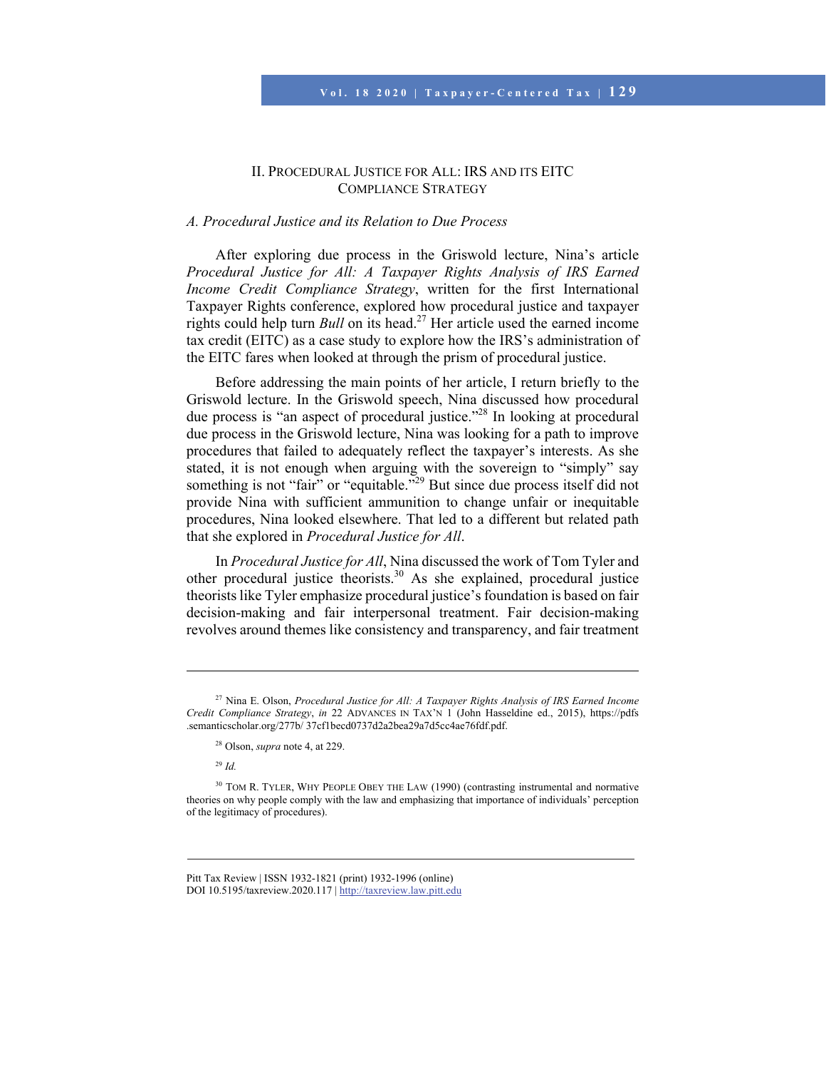## II. PROCEDURAL JUSTICE FOR ALL: IRS AND ITS EITC COMPLIANCE STRATEGY

### *A. Procedural Justice and its Relation to Due Process*

After exploring due process in the Griswold lecture, Nina's article *Procedural Justice for All: A Taxpayer Rights Analysis of IRS Earned Income Credit Compliance Strategy*, written for the first International Taxpayer Rights conference, explored how procedural justice and taxpayer rights could help turn *Bull* on its head.[27] Her article used the earned income tax credit (EITC) as a case study to explore how the IRS's administration of the EITC fares when looked at through the prism of procedural justice.

Before addressing the main points of her article, I return briefly to the Griswold lecture. In the Griswold speech, Nina discussed how procedural due process is "an aspect of procedural justice."[28] In looking at procedural due process in the Griswold lecture, Nina was looking for a path to improve procedures that failed to adequately reflect the taxpayer's interests. As she stated, it is not enough when arguing with the sovereign to "simply" say something is not "fair" or "equitable."[29] But since due process itself did not provide Nina with sufficient ammunition to change unfair or inequitable procedures, Nina looked elsewhere. That led to a different but related path that she explored in *Procedural Justice for All*.

In *Procedural Justice for All*, Nina discussed the work of Tom Tyler and other procedural justice theorists.[30] As she explained, procedural justice theorists like Tyler emphasize procedural justice's foundation is based on fair decision-making and fair interpersonal treatment. Fair decision-making revolves around themes like consistency and transparency, and fair treatment

---

[27] Nina E. Olson, *Procedural Justice for All: A Taxpayer Rights Analysis of IRS Earned Income Credit Compliance Strategy*, *in* 22 ADVANCES IN TAX'N 1 (John Hasseldine ed., 2015), https://pdfs.semanticscholar.org/277b/ 37cf1becd0737d2a2bea29a7d5cc4ae76fdf.pdf.

[28] Olson, *supra* note 4, at 229.

[29] *Id.*

[30] TOM R. TYLER, WHY PEOPLE OBEY THE LAW (1990) (contrasting instrumental and normative theories on why people comply with the law and emphasizing that importance of individuals' perception of the legitimacy of procedures).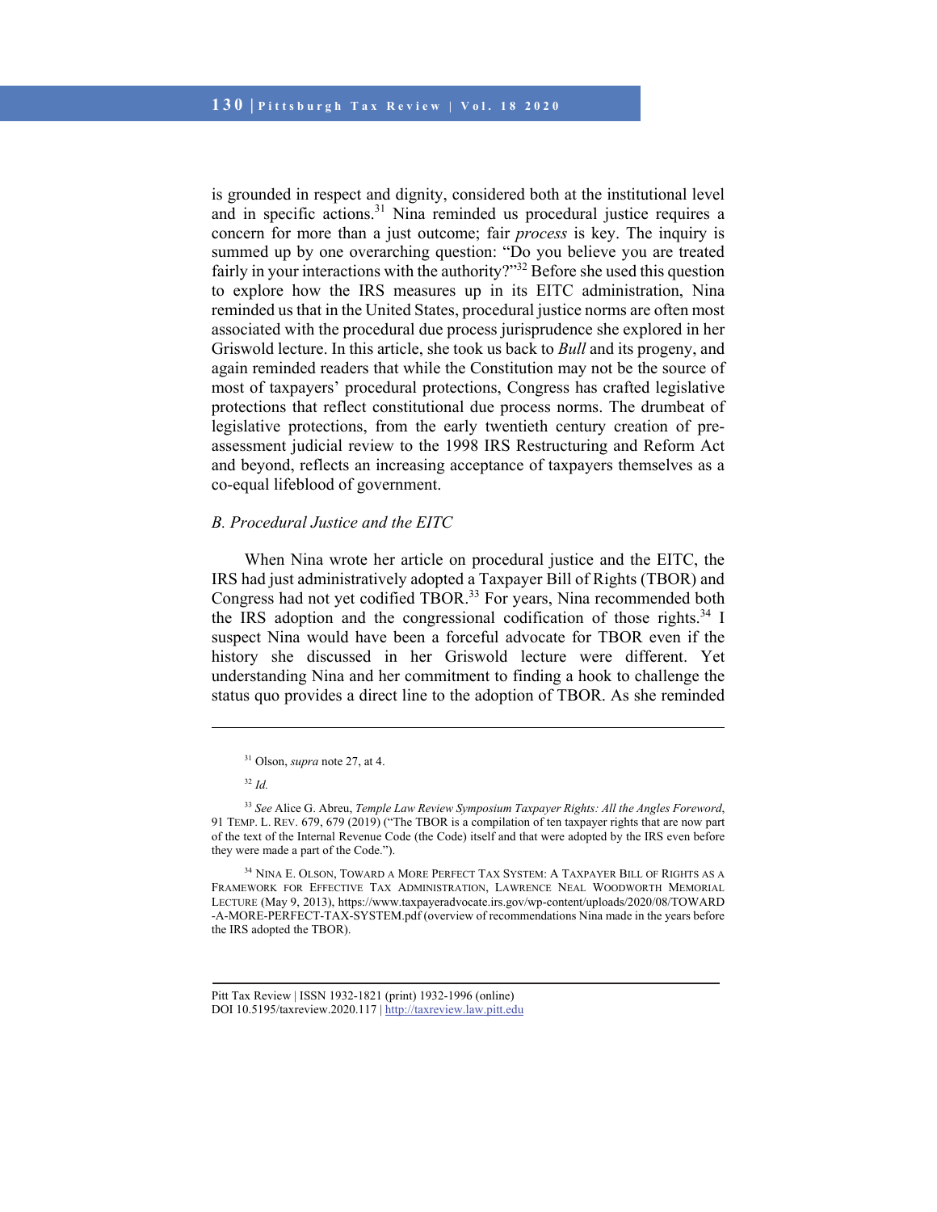is grounded in respect and dignity, considered both at the institutional level and in specific actions.[31] Nina reminded us procedural justice requires a concern for more than a just outcome; fair *process* is key. The inquiry is summed up by one overarching question: "Do you believe you are treated fairly in your interactions with the authority?"[32] Before she used this question to explore how the IRS measures up in its EITC administration, Nina reminded us that in the United States, procedural justice norms are often most associated with the procedural due process jurisprudence she explored in her Griswold lecture. In this article, she took us back to *Bull* and its progeny, and again reminded readers that while the Constitution may not be the source of most of taxpayers' procedural protections, Congress has crafted legislative protections that reflect constitutional due process norms. The drumbeat of legislative protections, from the early twentieth century creation of pre-assessment judicial review to the 1998 IRS Restructuring and Reform Act and beyond, reflects an increasing acceptance of taxpayers themselves as a co-equal lifeblood of government.

### B. Procedural Justice and the EITC

When Nina wrote her article on procedural justice and the EITC, the IRS had just administratively adopted a Taxpayer Bill of Rights (TBOR) and Congress had not yet codified TBOR.[33] For years, Nina recommended both the IRS adoption and the congressional codification of those rights.[34] I suspect Nina would have been a forceful advocate for TBOR even if the history she discussed in her Griswold lecture were different. Yet understanding Nina and her commitment to finding a hook to challenge the status quo provides a direct line to the adoption of TBOR. As she reminded

---

[31] Olson, *supra* note 27, at 4.

[32] *Id.*

[33] *See* Alice G. Abreu, *Temple Law Review Symposium Taxpayer Rights: All the Angles Foreword*, 91 TEMP. L. REV. 679, 679 (2019) ("The TBOR is a compilation of ten taxpayer rights that are now part of the text of the Internal Revenue Code (the Code) itself and that were adopted by the IRS even before they were made a part of the Code.").

[34] NINA E. OLSON, TOWARD A MORE PERFECT TAX SYSTEM: A TAXPAYER BILL OF RIGHTS AS A FRAMEWORK FOR EFFECTIVE TAX ADMINISTRATION, LAWRENCE NEAL WOODWORTH MEMORIAL LECTURE (May 9, 2013), https://www.taxpayeradvocate.irs.gov/wp-content/uploads/2020/08/TOWARD-A-MORE-PERFECT-TAX-SYSTEM.pdf (overview of recommendations Nina made in the years before the IRS adopted the TBOR).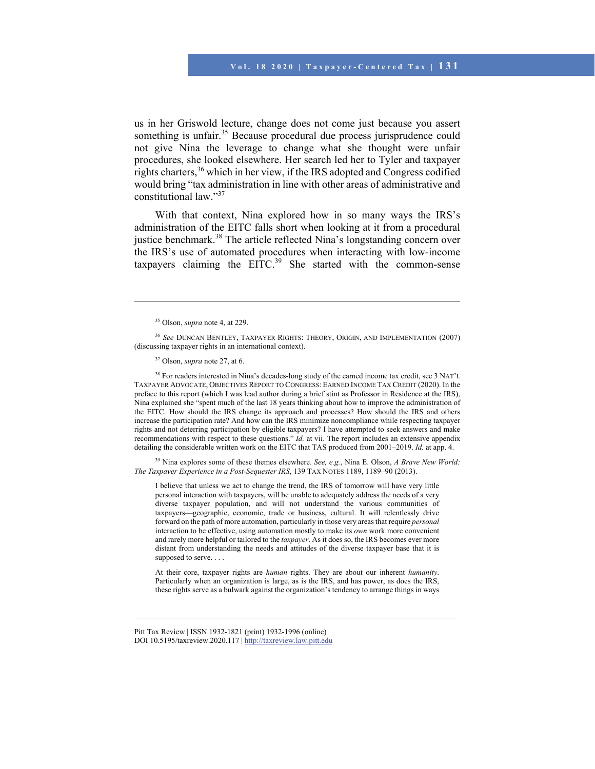us in her Griswold lecture, change does not come just because you assert something is unfair.[35] Because procedural due process jurisprudence could not give Nina the leverage to change what she thought were unfair procedures, she looked elsewhere. Her search led her to Tyler and taxpayer rights charters,[36] which in her view, if the IRS adopted and Congress codified would bring "tax administration in line with other areas of administrative and constitutional law."[37]

With that context, Nina explored how in so many ways the IRS's administration of the EITC falls short when looking at it from a procedural justice benchmark.[38] The article reflected Nina's longstanding concern over the IRS's use of automated procedures when interacting with low-income taxpayers claiming the EITC.[39] She started with the common-sense

---

[35] Olson, *supra* note 4, at 229.

[36] *See* DUNCAN BENTLEY, TAXPAYER RIGHTS: THEORY, ORIGIN, AND IMPLEMENTATION (2007) (discussing taxpayer rights in an international context).

[37] Olson, *supra* note 27, at 6.

[38] For readers interested in Nina's decades-long study of the earned income tax credit, see 3 NAT'L TAXPAYER ADVOCATE, OBJECTIVES REPORT TO CONGRESS: EARNED INCOME TAX CREDIT (2020). In the preface to this report (which I was lead author during a brief stint as Professor in Residence at the IRS), Nina explained she "spent much of the last 18 years thinking about how to improve the administration of the EITC. How should the IRS change its approach and processes? How should the IRS and others increase the participation rate? And how can the IRS minimize noncompliance while respecting taxpayer rights and not deterring participation by eligible taxpayers? I have attempted to seek answers and make recommendations with respect to these questions." *Id.* at vii. The report includes an extensive appendix detailing the considerable written work on the EITC that TAS produced from 2001–2019. *Id.* at app. 4.

[39] Nina explores some of these themes elsewhere. *See, e.g.*, Nina E. Olson, *A Brave New World: The Taxpayer Experience in a Post-Sequester IRS*, 139 TAX NOTES 1189, 1189–90 (2013).

> I believe that unless we act to change the trend, the IRS of tomorrow will have very little personal interaction with taxpayers, will be unable to adequately address the needs of a very diverse taxpayer population, and will not understand the various communities of taxpayers—geographic, economic, trade or business, cultural. It will relentlessly drive forward on the path of more automation, particularly in those very areas that require *personal* interaction to be effective, using automation mostly to make its *own* work more convenient and rarely more helpful or tailored to the *taxpayer*. As it does so, the IRS becomes ever more distant from understanding the needs and attitudes of the diverse taxpayer base that it is supposed to serve. . . .
>
> At their core, taxpayer rights are *human* rights. They are about our inherent *humanity*. Particularly when an organization is large, as is the IRS, and has power, as does the IRS, these rights serve as a bulwark against the organization's tendency to arrange things in ways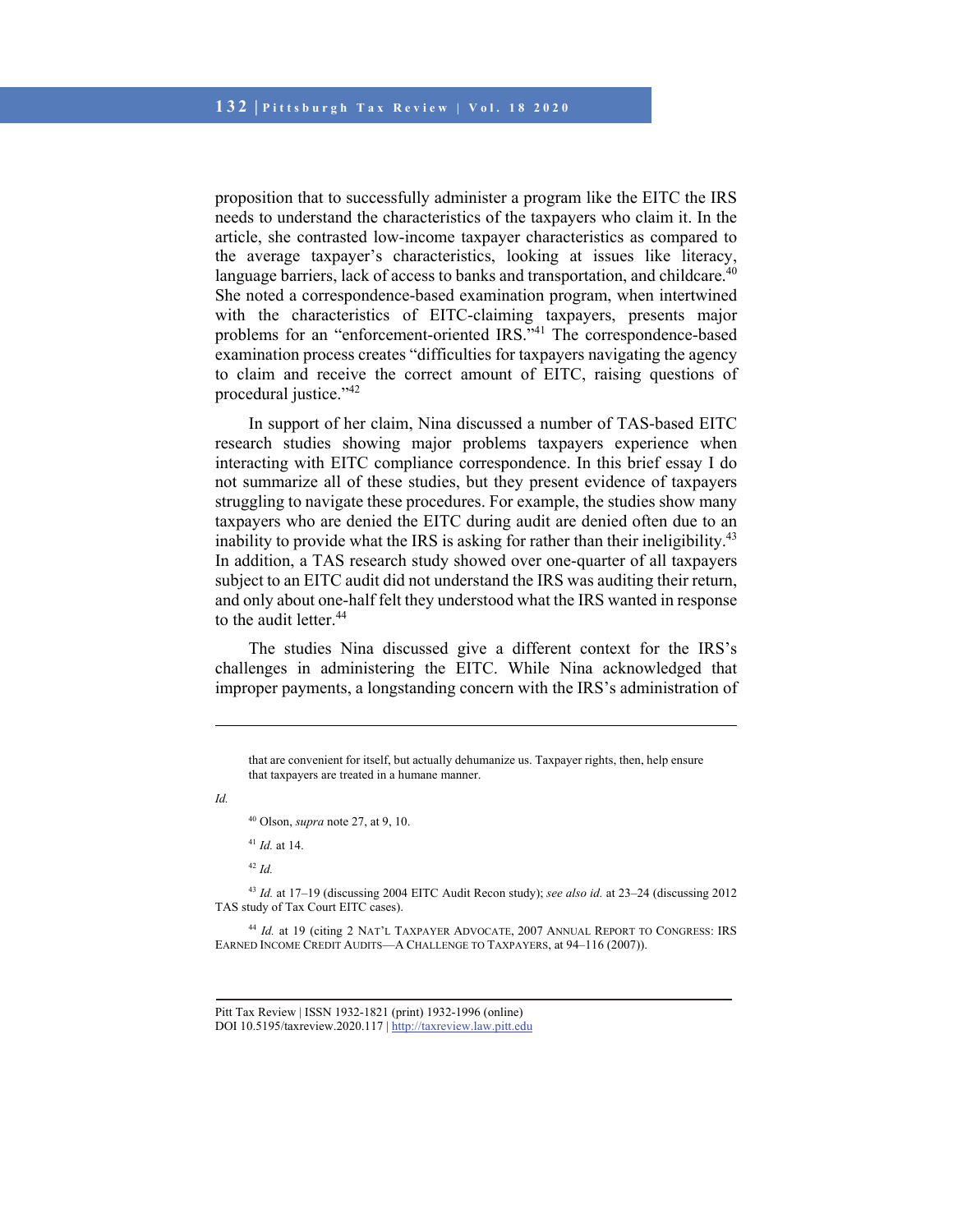proposition that to successfully administer a program like the EITC the IRS needs to understand the characteristics of the taxpayers who claim it. In the article, she contrasted low-income taxpayer characteristics as compared to the average taxpayer's characteristics, looking at issues like literacy, language barriers, lack of access to banks and transportation, and childcare.[40] She noted a correspondence-based examination program, when intertwined with the characteristics of EITC-claiming taxpayers, presents major problems for an "enforcement-oriented IRS."[41] The correspondence-based examination process creates "difficulties for taxpayers navigating the agency to claim and receive the correct amount of EITC, raising questions of procedural justice."[42]

In support of her claim, Nina discussed a number of TAS-based EITC research studies showing major problems taxpayers experience when interacting with EITC compliance correspondence. In this brief essay I do not summarize all of these studies, but they present evidence of taxpayers struggling to navigate these procedures. For example, the studies show many taxpayers who are denied the EITC during audit are denied often due to an inability to provide what the IRS is asking for rather than their ineligibility.[43] In addition, a TAS research study showed over one-quarter of all taxpayers subject to an EITC audit did not understand the IRS was auditing their return, and only about one-half felt they understood what the IRS wanted in response to the audit letter.[44]

The studies Nina discussed give a different context for the IRS's challenges in administering the EITC. While Nina acknowledged that improper payments, a longstanding concern with the IRS's administration of

---

> that are convenient for itself, but actually dehumanize us. Taxpayer rights, then, help ensure that taxpayers are treated in a humane manner.

*Id.*

[40] Olson, *supra* note 27, at 9, 10.

[41] *Id.* at 14.

[42] *Id.*

[43] *Id.* at 17–19 (discussing 2004 EITC Audit Recon study); *see also id.* at 23–24 (discussing 2012 TAS study of Tax Court EITC cases).

[44] *Id.* at 19 (citing 2 NAT'L TAXPAYER ADVOCATE, 2007 ANNUAL REPORT TO CONGRESS: IRS EARNED INCOME CREDIT AUDITS—A CHALLENGE TO TAXPAYERS, at 94–116 (2007)).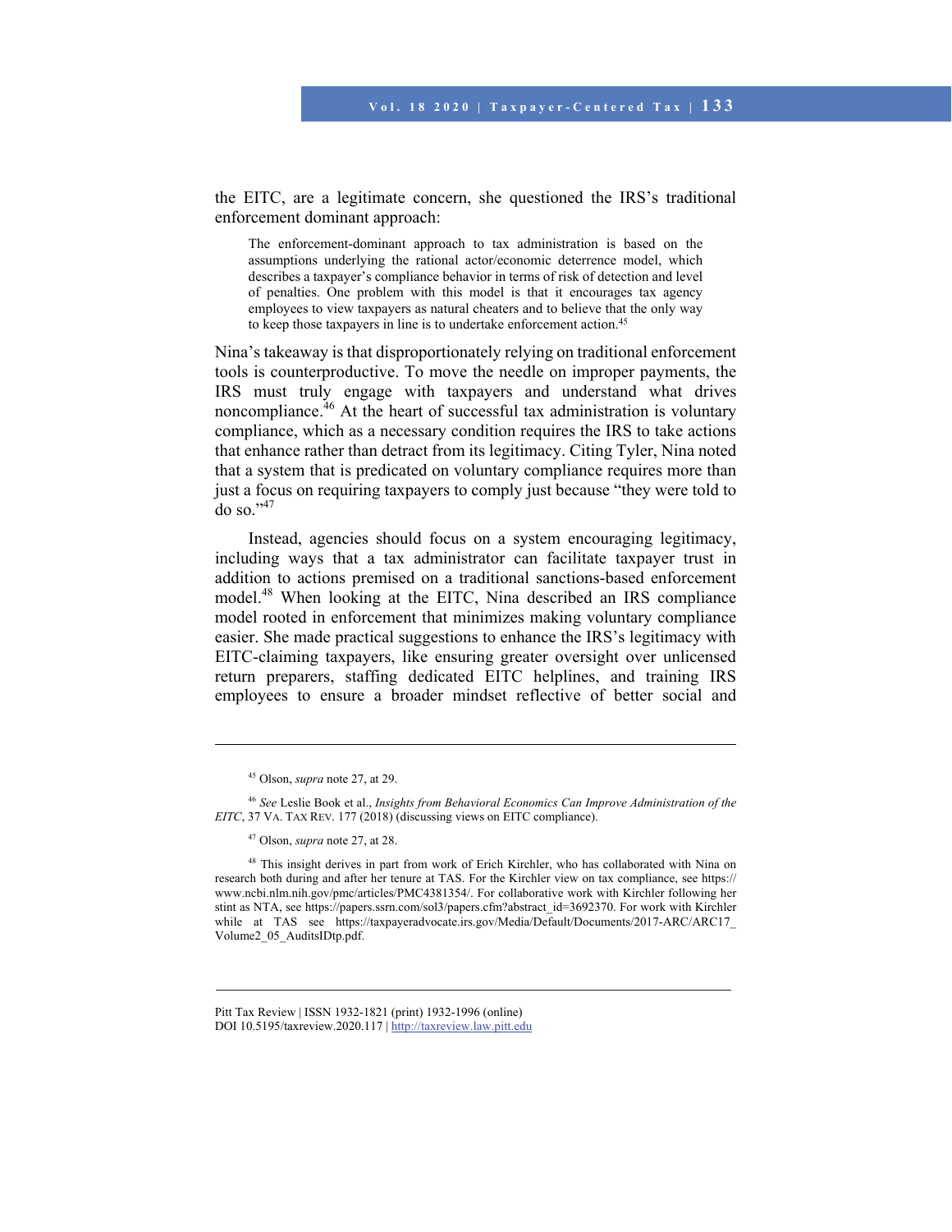the EITC, are a legitimate concern, she questioned the IRS's traditional enforcement dominant approach:

> The enforcement-dominant approach to tax administration is based on the assumptions underlying the rational actor/economic deterrence model, which describes a taxpayer's compliance behavior in terms of risk of detection and level of penalties. One problem with this model is that it encourages tax agency employees to view taxpayers as natural cheaters and to believe that the only way to keep those taxpayers in line is to undertake enforcement action.[45]

Nina's takeaway is that disproportionately relying on traditional enforcement tools is counterproductive. To move the needle on improper payments, the IRS must truly engage with taxpayers and understand what drives noncompliance.[46] At the heart of successful tax administration is voluntary compliance, which as a necessary condition requires the IRS to take actions that enhance rather than detract from its legitimacy. Citing Tyler, Nina noted that a system that is predicated on voluntary compliance requires more than just a focus on requiring taxpayers to comply just because "they were told to do so."[47]

Instead, agencies should focus on a system encouraging legitimacy, including ways that a tax administrator can facilitate taxpayer trust in addition to actions premised on a traditional sanctions-based enforcement model.[48] When looking at the EITC, Nina described an IRS compliance model rooted in enforcement that minimizes making voluntary compliance easier. She made practical suggestions to enhance the IRS's legitimacy with EITC-claiming taxpayers, like ensuring greater oversight over unlicensed return preparers, staffing dedicated EITC helplines, and training IRS employees to ensure a broader mindset reflective of better social and

---

[45] Olson, *supra* note 27, at 29.

[46] *See* Leslie Book et al., *Insights from Behavioral Economics Can Improve Administration of the EITC*, 37 VA. TAX REV. 177 (2018) (discussing views on EITC compliance).

[47] Olson, *supra* note 27, at 28.

[48] This insight derives in part from work of Erich Kirchler, who has collaborated with Nina on research both during and after her tenure at TAS. For the Kirchler view on tax compliance, see https://www.ncbi.nlm.nih.gov/pmc/articles/PMC4381354/. For collaborative work with Kirchler following her stint as NTA, see https://papers.ssrn.com/sol3/papers.cfm?abstract_id=3692370. For work with Kirchler while at TAS see https://taxpayeradvocate.irs.gov/Media/Default/Documents/2017-ARC/ARC17_Volume2_05_AuditsIDtp.pdf.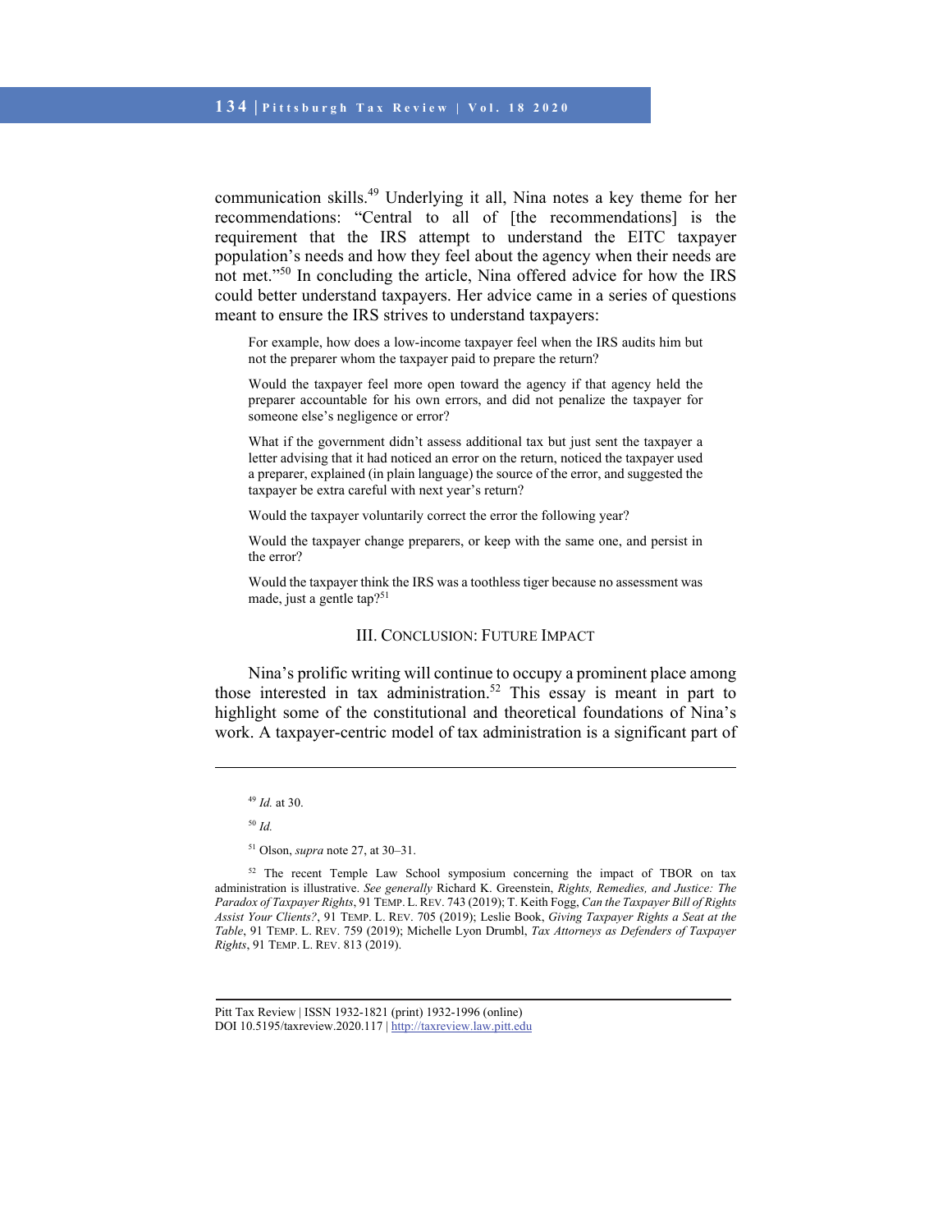communication skills.[49] Underlying it all, Nina notes a key theme for her recommendations: "Central to all of [the recommendations] is the requirement that the IRS attempt to understand the EITC taxpayer population's needs and how they feel about the agency when their needs are not met."[50] In concluding the article, Nina offered advice for how the IRS could better understand taxpayers. Her advice came in a series of questions meant to ensure the IRS strives to understand taxpayers:

> For example, how does a low-income taxpayer feel when the IRS audits him but not the preparer whom the taxpayer paid to prepare the return?
>
> Would the taxpayer feel more open toward the agency if that agency held the preparer accountable for his own errors, and did not penalize the taxpayer for someone else's negligence or error?
>
> What if the government didn't assess additional tax but just sent the taxpayer a letter advising that it had noticed an error on the return, noticed the taxpayer used a preparer, explained (in plain language) the source of the error, and suggested the taxpayer be extra careful with next year's return?
>
> Would the taxpayer voluntarily correct the error the following year?
>
> Would the taxpayer change preparers, or keep with the same one, and persist in the error?
>
> Would the taxpayer think the IRS was a toothless tiger because no assessment was made, just a gentle tap?[51]

## III. Conclusion: Future Impact

Nina's prolific writing will continue to occupy a prominent place among those interested in tax administration.[52] This essay is meant in part to highlight some of the constitutional and theoretical foundations of Nina's work. A taxpayer-centric model of tax administration is a significant part of

---

[49] *Id.* at 30.

[50] *Id.*

[51] Olson, *supra* note 27, at 30–31.

[52] The recent Temple Law School symposium concerning the impact of TBOR on tax administration is illustrative. *See generally* Richard K. Greenstein, *Rights, Remedies, and Justice: The Paradox of Taxpayer Rights*, 91 TEMP. L. REV. 743 (2019); T. Keith Fogg, *Can the Taxpayer Bill of Rights Assist Your Clients?*, 91 TEMP. L. REV. 705 (2019); Leslie Book, *Giving Taxpayer Rights a Seat at the Table*, 91 TEMP. L. REV. 759 (2019); Michelle Lyon Drumbl, *Tax Attorneys as Defenders of Taxpayer Rights*, 91 TEMP. L. REV. 813 (2019).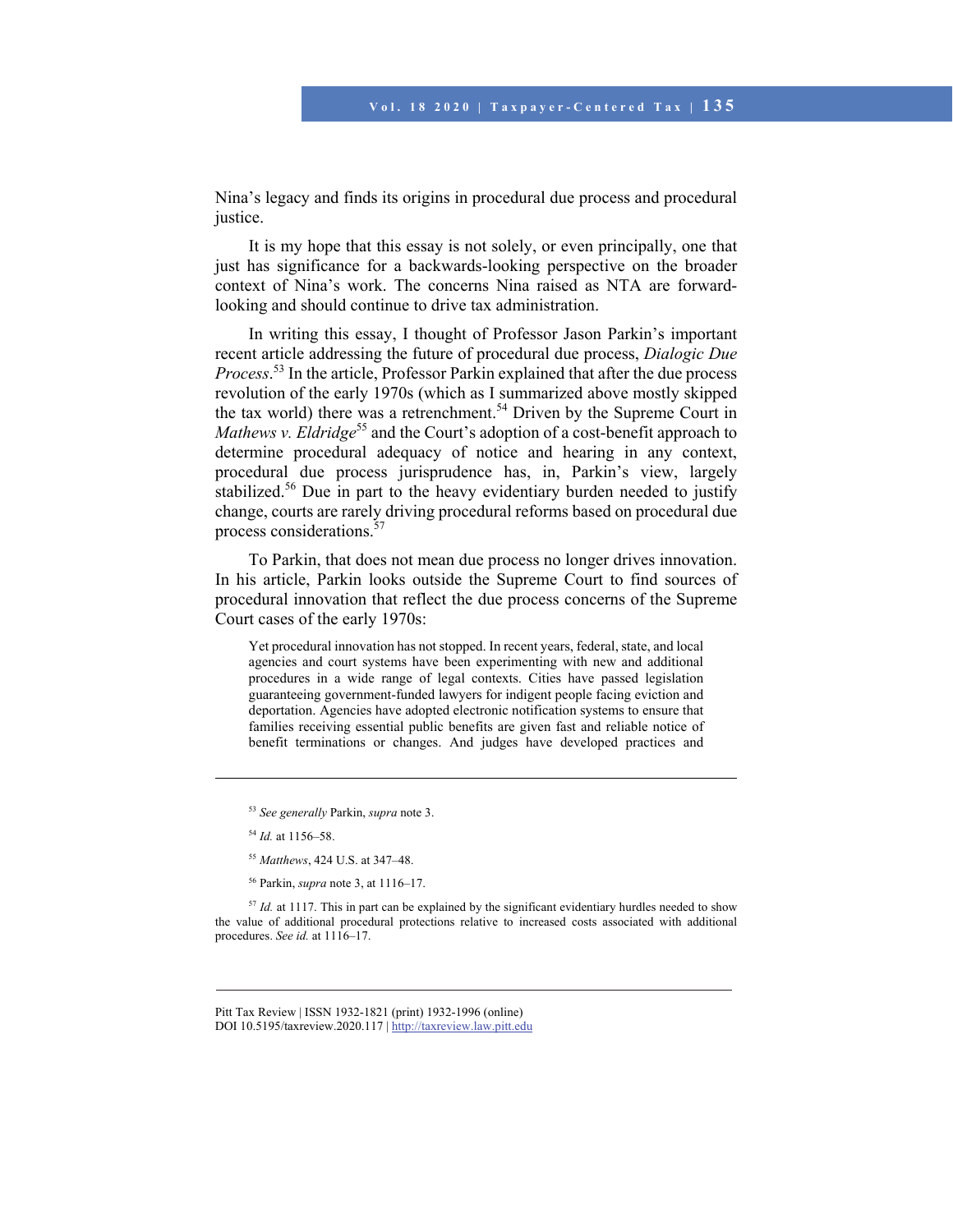Nina's legacy and finds its origins in procedural due process and procedural justice.

It is my hope that this essay is not solely, or even principally, one that just has significance for a backwards-looking perspective on the broader context of Nina's work. The concerns Nina raised as NTA are forward-looking and should continue to drive tax administration.

In writing this essay, I thought of Professor Jason Parkin's important recent article addressing the future of procedural due process, *Dialogic Due Process*.[53] In the article, Professor Parkin explained that after the due process revolution of the early 1970s (which as I summarized above mostly skipped the tax world) there was a retrenchment.[54] Driven by the Supreme Court in *Mathews v. Eldridge*[55] and the Court's adoption of a cost-benefit approach to determine procedural adequacy of notice and hearing in any context, procedural due process jurisprudence has, in, Parkin's view, largely stabilized.[56] Due in part to the heavy evidentiary burden needed to justify change, courts are rarely driving procedural reforms based on procedural due process considerations.[57]

To Parkin, that does not mean due process no longer drives innovation. In his article, Parkin looks outside the Supreme Court to find sources of procedural innovation that reflect the due process concerns of the Supreme Court cases of the early 1970s:

> Yet procedural innovation has not stopped. In recent years, federal, state, and local agencies and court systems have been experimenting with new and additional procedures in a wide range of legal contexts. Cities have passed legislation guaranteeing government-funded lawyers for indigent people facing eviction and deportation. Agencies have adopted electronic notification systems to ensure that families receiving essential public benefits are given fast and reliable notice of benefit terminations or changes. And judges have developed practices and

---

[53] *See generally* Parkin, *supra* note 3.

[54] *Id.* at 1156–58.

[55] *Matthews*, 424 U.S. at 347–48.

[56] Parkin, *supra* note 3, at 1116–17.

[57] *Id.* at 1117. This in part can be explained by the significant evidentiary hurdles needed to show the value of additional procedural protections relative to increased costs associated with additional procedures. *See id.* at 1116–17.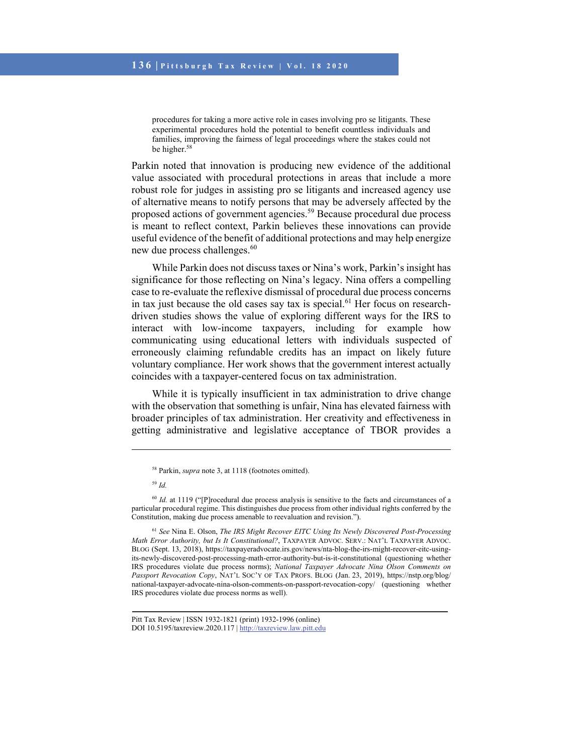> procedures for taking a more active role in cases involving pro se litigants. These experimental procedures hold the potential to benefit countless individuals and families, improving the fairness of legal proceedings where the stakes could not be higher.[58]

Parkin noted that innovation is producing new evidence of the additional value associated with procedural protections in areas that include a more robust role for judges in assisting pro se litigants and increased agency use of alternative means to notify persons that may be adversely affected by the proposed actions of government agencies.[59] Because procedural due process is meant to reflect context, Parkin believes these innovations can provide useful evidence of the benefit of additional protections and may help energize new due process challenges.[60]

While Parkin does not discuss taxes or Nina's work, Parkin's insight has significance for those reflecting on Nina's legacy. Nina offers a compelling case to re-evaluate the reflexive dismissal of procedural due process concerns in tax just because the old cases say tax is special.[61] Her focus on research-driven studies shows the value of exploring different ways for the IRS to interact with low-income taxpayers, including for example how communicating using educational letters with individuals suspected of erroneously claiming refundable credits has an impact on likely future voluntary compliance. Her work shows that the government interest actually coincides with a taxpayer-centered focus on tax administration.

While it is typically insufficient in tax administration to drive change with the observation that something is unfair, Nina has elevated fairness with broader principles of tax administration. Her creativity and effectiveness in getting administrative and legislative acceptance of TBOR provides a

---

[58] Parkin, *supra* note 3, at 1118 (footnotes omitted).

[59] *Id.*

[60] *Id.* at 1119 ("[P]rocedural due process analysis is sensitive to the facts and circumstances of a particular procedural regime. This distinguishes due process from other individual rights conferred by the Constitution, making due process amenable to reevaluation and revision.").

[61] *See* Nina E. Olson, *The IRS Might Recover EITC Using Its Newly Discovered Post-Processing Math Error Authority, but Is It Constitutional?*, TAXPAYER ADVOC. SERV.: NAT'L TAXPAYER ADVOC. BLOG (Sept. 13, 2018), https://taxpayeradvocate.irs.gov/news/nta-blog-the-irs-might-recover-eitc-using-its-newly-discovered-post-processing-math-error-authority-but-is-it-constitutional (questioning whether IRS procedures violate due process norms); *National Taxpayer Advocate Nina Olson Comments on Passport Revocation Copy*, NAT'L SOC'Y OF TAX PROFS. BLOG (Jan. 23, 2019), https://nstp.org/blog/national-taxpayer-advocate-nina-olson-comments-on-passport-revocation-copy/ (questioning whether IRS procedures violate due process norms as well).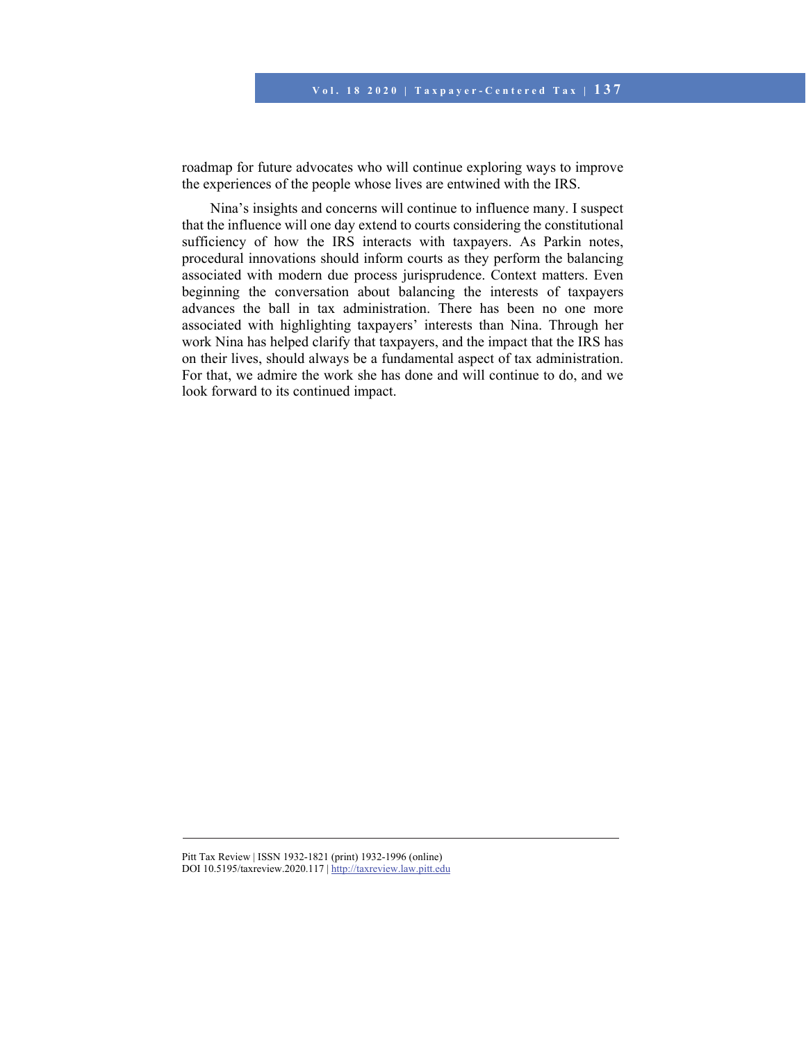roadmap for future advocates who will continue exploring ways to improve the experiences of the people whose lives are entwined with the IRS.

Nina's insights and concerns will continue to influence many. I suspect that the influence will one day extend to courts considering the constitutional sufficiency of how the IRS interacts with taxpayers. As Parkin notes, procedural innovations should inform courts as they perform the balancing associated with modern due process jurisprudence. Context matters. Even beginning the conversation about balancing the interests of taxpayers advances the ball in tax administration. There has been no one more associated with highlighting taxpayers' interests than Nina. Through her work Nina has helped clarify that taxpayers, and the impact that the IRS has on their lives, should always be a fundamental aspect of tax administration. For that, we admire the work she has done and will continue to do, and we look forward to its continued impact.